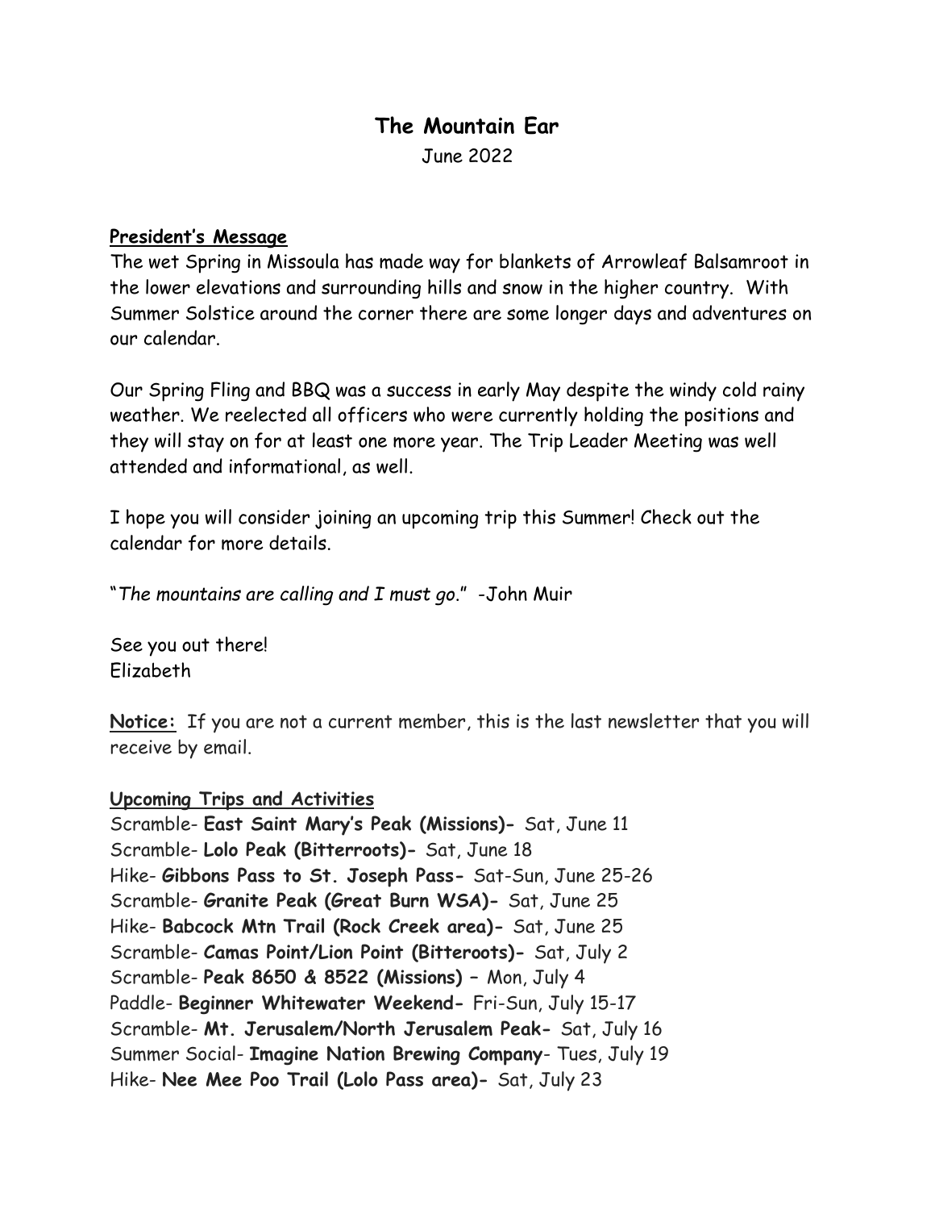# The Mountain Ear

June 2022

## President's Message

The wet Spring in Missoula has made way for blankets of Arrowleaf Balsamroot in the lower elevations and surrounding hills and snow in the higher country. With Summer Solstice around the corner there are some longer days and adventures on our calendar.

Our Spring Fling and BBQ was a success in early May despite the windy cold rainy weather. We reelected all officers who were currently holding the positions and they will stay on for at least one more year. The Trip Leader Meeting was well attended and informational, as well.

I hope you will consider joining an upcoming trip this Summer! Check out the calendar for more details.

"*The mountains are calling and I must go.*" -John Muir

See you out there!
Elizabeth

**Notice:** If you are not a current member, this is the last newsletter that you will receive by email.

## Upcoming Trips and Activities

Scramble- **East Saint Mary's Peak (Missions)-** Sat, June 11
Scramble- **Lolo Peak (Bitterroots)-** Sat, June 18
Hike- **Gibbons Pass to St. Joseph Pass-** Sat-Sun, June 25-26
Scramble- **Granite Peak (Great Burn WSA)-** Sat, June 25
Hike- **Babcock Mtn Trail (Rock Creek area)-** Sat, June 25
Scramble- **Camas Point/Lion Point (Bitteroots)-** Sat, July 2
Scramble- **Peak 8650 & 8522 (Missions) –** Mon, July 4
Paddle- **Beginner Whitewater Weekend-** Fri-Sun, July 15-17
Scramble- **Mt. Jerusalem/North Jerusalem Peak-** Sat, July 16
Summer Social- **Imagine Nation Brewing Company**- Tues, July 19
Hike- **Nee Mee Poo Trail (Lolo Pass area)-** Sat, July 23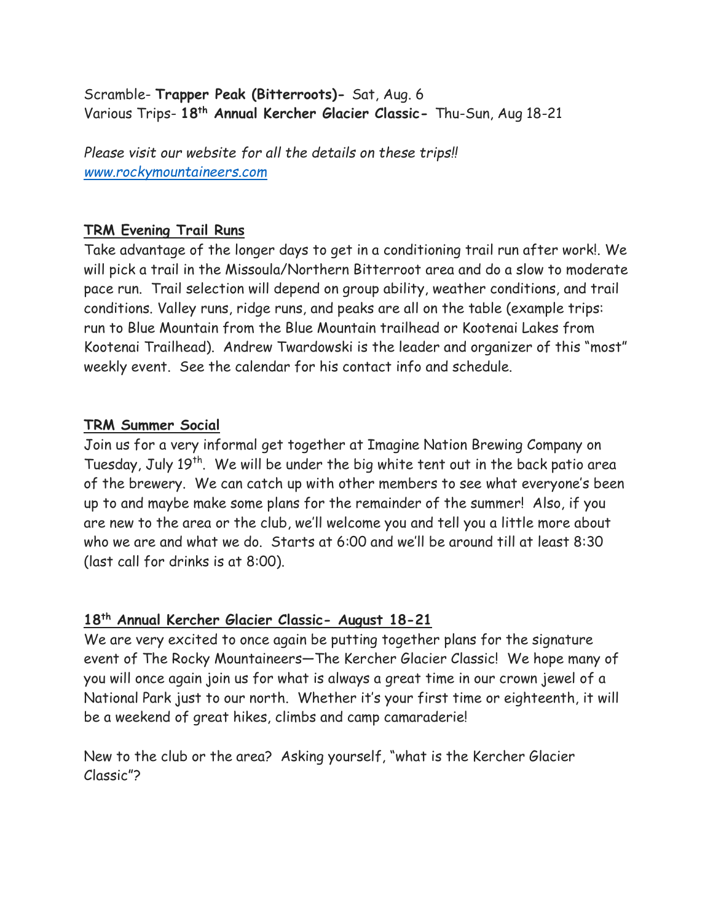Scramble- **Trapper Peak (Bitterroots)-** Sat, Aug. 6
Various Trips- **18th Annual Kercher Glacier Classic-** Thu-Sun, Aug 18-21

*Please visit our website for all the details on these trips!!*
*www.rockymountaineers.com*

## TRM Evening Trail Runs

Take advantage of the longer days to get in a conditioning trail run after work!. We will pick a trail in the Missoula/Northern Bitterroot area and do a slow to moderate pace run. Trail selection will depend on group ability, weather conditions, and trail conditions. Valley runs, ridge runs, and peaks are all on the table (example trips: run to Blue Mountain from the Blue Mountain trailhead or Kootenai Lakes from Kootenai Trailhead). Andrew Twardowski is the leader and organizer of this "most" weekly event. See the calendar for his contact info and schedule.

## TRM Summer Social

Join us for a very informal get together at Imagine Nation Brewing Company on Tuesday, July 19th. We will be under the big white tent out in the back patio area of the brewery. We can catch up with other members to see what everyone's been up to and maybe make some plans for the remainder of the summer! Also, if you are new to the area or the club, we'll welcome you and tell you a little more about who we are and what we do. Starts at 6:00 and we'll be around till at least 8:30 (last call for drinks is at 8:00).

## 18th Annual Kercher Glacier Classic- August 18-21

We are very excited to once again be putting together plans for the signature event of The Rocky Mountaineers—The Kercher Glacier Classic! We hope many of you will once again join us for what is always a great time in our crown jewel of a National Park just to our north. Whether it's your first time or eighteenth, it will be a weekend of great hikes, climbs and camp camaraderie!

New to the club or the area? Asking yourself, "what is the Kercher Glacier Classic"?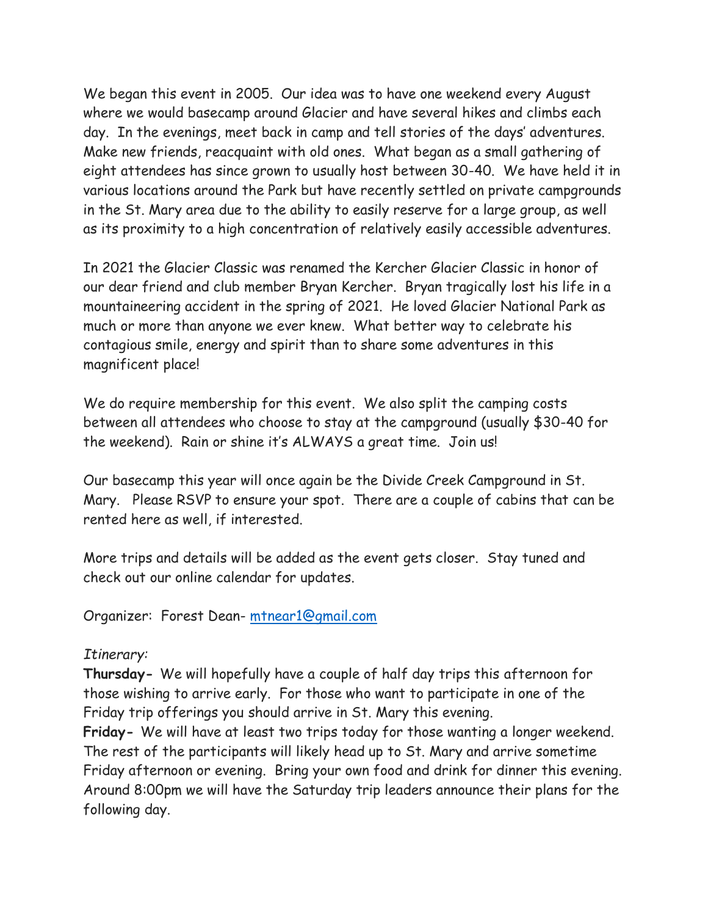We began this event in 2005. Our idea was to have one weekend every August where we would basecamp around Glacier and have several hikes and climbs each day. In the evenings, meet back in camp and tell stories of the days' adventures. Make new friends, reacquaint with old ones. What began as a small gathering of eight attendees has since grown to usually host between 30-40. We have held it in various locations around the Park but have recently settled on private campgrounds in the St. Mary area due to the ability to easily reserve for a large group, as well as its proximity to a high concentration of relatively easily accessible adventures.

In 2021 the Glacier Classic was renamed the Kercher Glacier Classic in honor of our dear friend and club member Bryan Kercher. Bryan tragically lost his life in a mountaineering accident in the spring of 2021. He loved Glacier National Park as much or more than anyone we ever knew. What better way to celebrate his contagious smile, energy and spirit than to share some adventures in this magnificent place!

We do require membership for this event. We also split the camping costs between all attendees who choose to stay at the campground (usually $30-40 for the weekend). Rain or shine it's ALWAYS a great time. Join us!

Our basecamp this year will once again be the Divide Creek Campground in St. Mary. Please RSVP to ensure your spot. There are a couple of cabins that can be rented here as well, if interested.

More trips and details will be added as the event gets closer. Stay tuned and check out our online calendar for updates.

Organizer: Forest Dean- mtnear1@gmail.com

*Itinerary:*

**Thursday-** We will hopefully have a couple of half day trips this afternoon for those wishing to arrive early. For those who want to participate in one of the Friday trip offerings you should arrive in St. Mary this evening.

**Friday-** We will have at least two trips today for those wanting a longer weekend. The rest of the participants will likely head up to St. Mary and arrive sometime Friday afternoon or evening. Bring your own food and drink for dinner this evening. Around 8:00pm we will have the Saturday trip leaders announce their plans for the following day.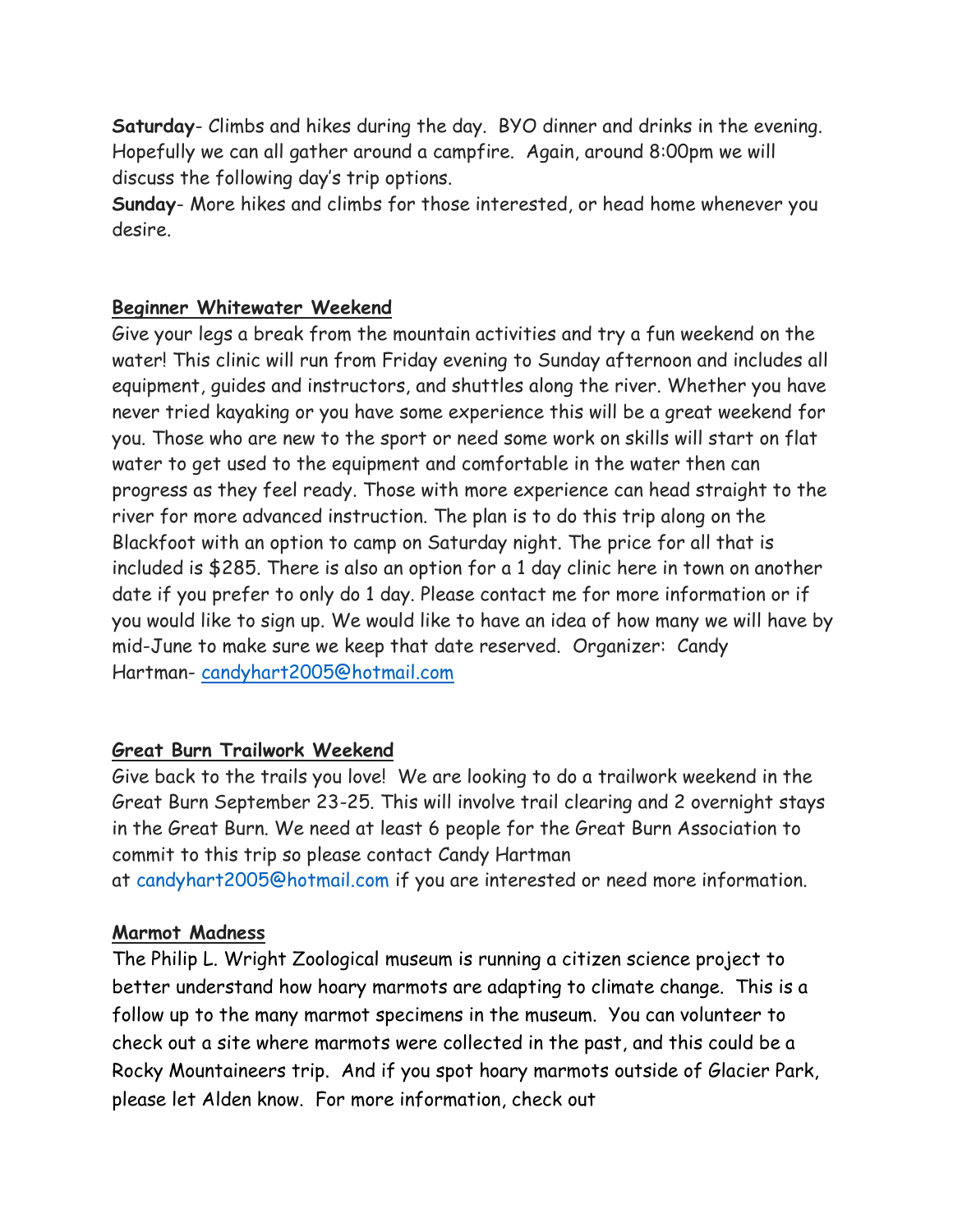**Saturday**- Climbs and hikes during the day. BYO dinner and drinks in the evening. Hopefully we can all gather around a campfire. Again, around 8:00pm we will discuss the following day's trip options.

**Sunday**- More hikes and climbs for those interested, or head home whenever you desire.

## Beginner Whitewater Weekend

Give your legs a break from the mountain activities and try a fun weekend on the water! This clinic will run from Friday evening to Sunday afternoon and includes all equipment, guides and instructors, and shuttles along the river. Whether you have never tried kayaking or you have some experience this will be a great weekend for you. Those who are new to the sport or need some work on skills will start on flat water to get used to the equipment and comfortable in the water then can progress as they feel ready. Those with more experience can head straight to the river for more advanced instruction. The plan is to do this trip along on the Blackfoot with an option to camp on Saturday night. The price for all that is included is $285. There is also an option for a 1 day clinic here in town on another date if you prefer to only do 1 day. Please contact me for more information or if you would like to sign up. We would like to have an idea of how many we will have by mid-June to make sure we keep that date reserved. Organizer: Candy Hartman- candyhart2005@hotmail.com

## Great Burn Trailwork Weekend

Give back to the trails you love! We are looking to do a trailwork weekend in the Great Burn September 23-25. This will involve trail clearing and 2 overnight stays in the Great Burn. We need at least 6 people for the Great Burn Association to commit to this trip so please contact Candy Hartman at candyhart2005@hotmail.com if you are interested or need more information.

## Marmot Madness

The Philip L. Wright Zoological museum is running a citizen science project to better understand how hoary marmots are adapting to climate change. This is a follow up to the many marmot specimens in the museum. You can volunteer to check out a site where marmots were collected in the past, and this could be a Rocky Mountaineers trip. And if you spot hoary marmots outside of Glacier Park, please let Alden know. For more information, check out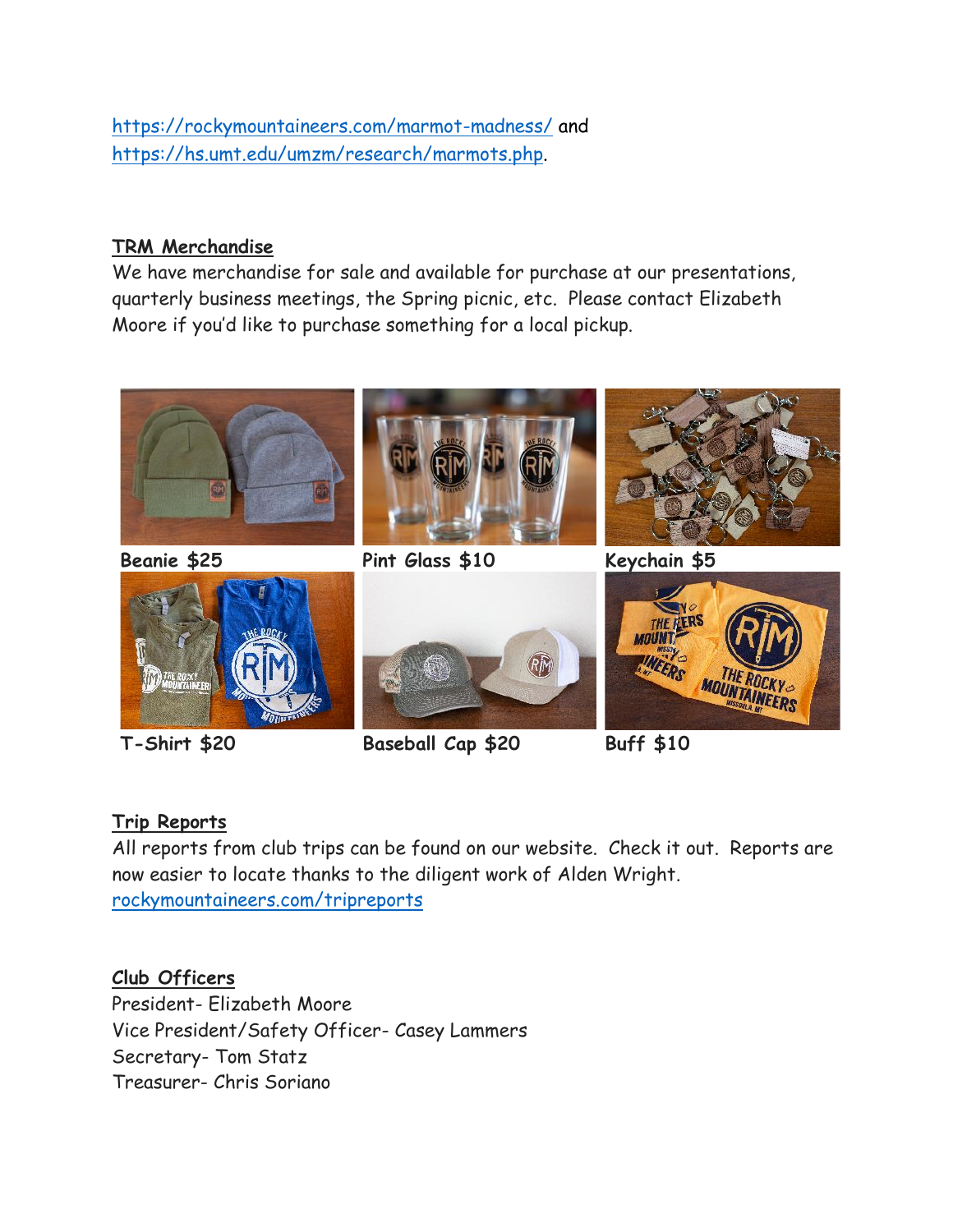https://rockymountaineers.com/marmot-madness/ and https://hs.umt.edu/umzm/research/marmots.php.

**TRM Merchandise**

We have merchandise for sale and available for purchase at our presentations, quarterly business meetings, the Spring picnic, etc. Please contact Elizabeth Moore if you'd like to purchase something for a local pickup.

**Beanie $25**

**Pint Glass $10**

**Keychain $5**

**T-Shirt $20**

**Baseball Cap $20**

**Buff $10**

**Trip Reports**

All reports from club trips can be found on our website. Check it out. Reports are now easier to locate thanks to the diligent work of Alden Wright.
rockymountaineers.com/tripreports

**Club Officers**

President- Elizabeth Moore
Vice President/Safety Officer- Casey Lammers
Secretary- Tom Statz
Treasurer- Chris Soriano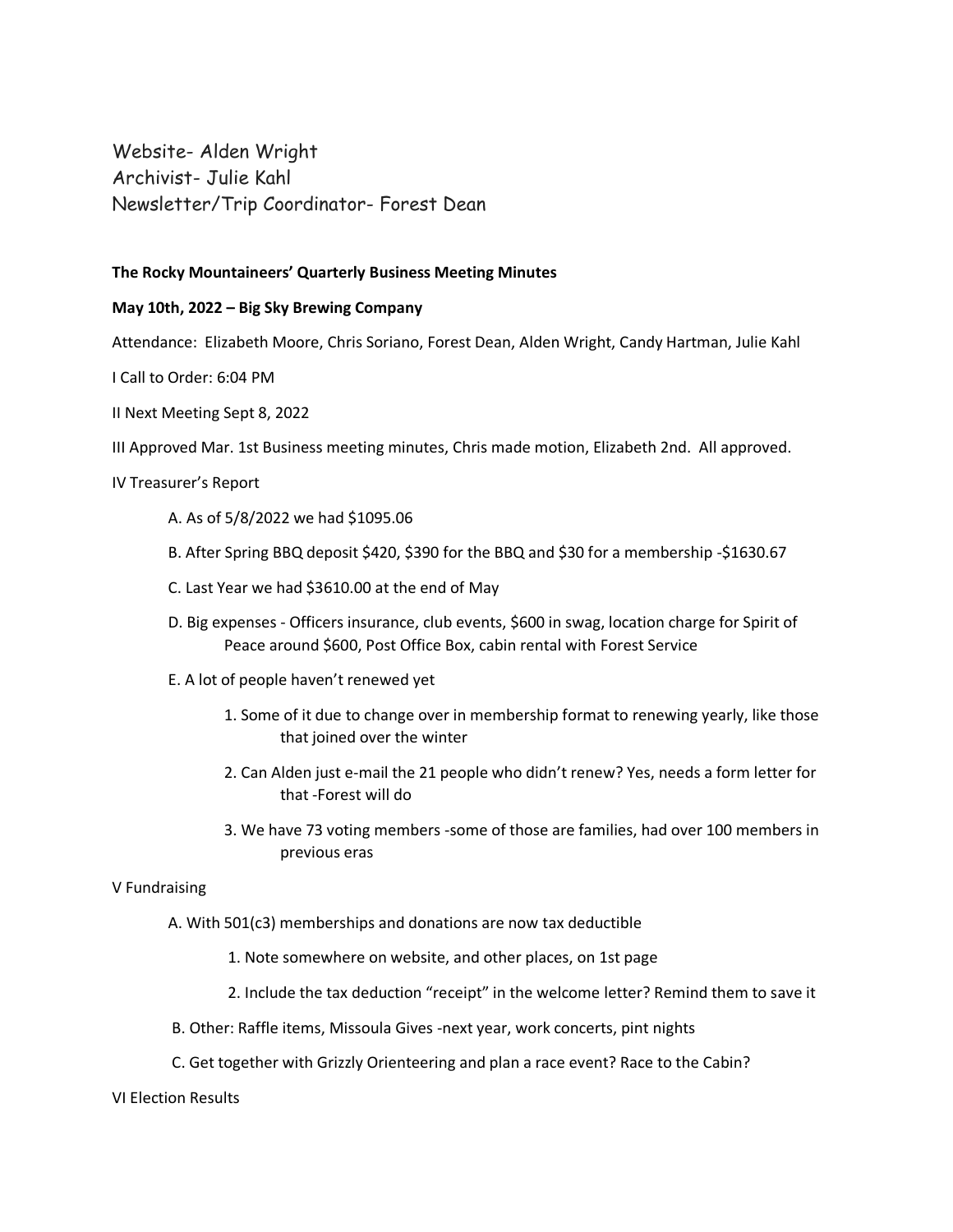Website- Alden Wright
Archivist- Julie Kahl
Newsletter/Trip Coordinator- Forest Dean

**The Rocky Mountaineers' Quarterly Business Meeting Minutes**

**May 10th, 2022 – Big Sky Brewing Company**

Attendance: Elizabeth Moore, Chris Soriano, Forest Dean, Alden Wright, Candy Hartman, Julie Kahl

I Call to Order: 6:04 PM

II Next Meeting Sept 8, 2022

III Approved Mar. 1st Business meeting minutes, Chris made motion, Elizabeth 2nd. All approved.

IV Treasurer's Report

- A. As of 5/8/2022 we had $1095.06
- B. After Spring BBQ deposit $420, $390 for the BBQ and $30 for a membership -$1630.67
- C. Last Year we had $3610.00 at the end of May
- D. Big expenses - Officers insurance, club events, $600 in swag, location charge for Spirit of Peace around $600, Post Office Box, cabin rental with Forest Service
- E. A lot of people haven't renewed yet
  1. Some of it due to change over in membership format to renewing yearly, like those that joined over the winter
  2. Can Alden just e-mail the 21 people who didn't renew? Yes, needs a form letter for that -Forest will do
  3. We have 73 voting members -some of those are families, had over 100 members in previous eras

V Fundraising

- A. With 501(c3) memberships and donations are now tax deductible
  1. Note somewhere on website, and other places, on 1st page
  2. Include the tax deduction "receipt" in the welcome letter? Remind them to save it
- B. Other: Raffle items, Missoula Gives -next year, work concerts, pint nights
- C. Get together with Grizzly Orienteering and plan a race event? Race to the Cabin?

VI Election Results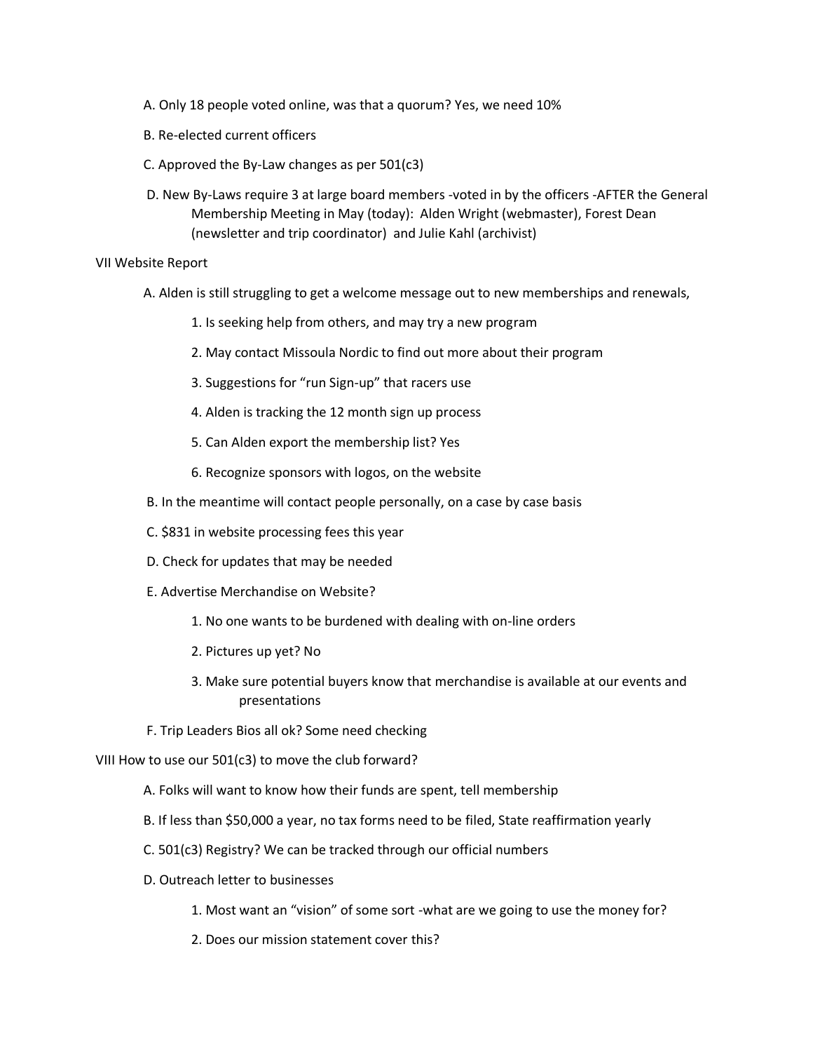A. Only 18 people voted online, was that a quorum? Yes, we need 10%

B. Re-elected current officers

C. Approved the By-Law changes as per 501(c3)

D. New By-Laws require 3 at large board members -voted in by the officers -AFTER the General Membership Meeting in May (today): Alden Wright (webmaster), Forest Dean (newsletter and trip coordinator) and Julie Kahl (archivist)

VII Website Report

A. Alden is still struggling to get a welcome message out to new memberships and renewals,

1. Is seeking help from others, and may try a new program
2. May contact Missoula Nordic to find out more about their program
3. Suggestions for "run Sign-up" that racers use
4. Alden is tracking the 12 month sign up process
5. Can Alden export the membership list? Yes
6. Recognize sponsors with logos, on the website

B. In the meantime will contact people personally, on a case by case basis

C. $831 in website processing fees this year

D. Check for updates that may be needed

E. Advertise Merchandise on Website?

1. No one wants to be burdened with dealing with on-line orders
2. Pictures up yet? No
3. Make sure potential buyers know that merchandise is available at our events and presentations

F. Trip Leaders Bios all ok? Some need checking

VIII How to use our 501(c3) to move the club forward?

A. Folks will want to know how their funds are spent, tell membership

B. If less than $50,000 a year, no tax forms need to be filed, State reaffirmation yearly

C. 501(c3) Registry? We can be tracked through our official numbers

D. Outreach letter to businesses

1. Most want an "vision" of some sort -what are we going to use the money for?
2. Does our mission statement cover this?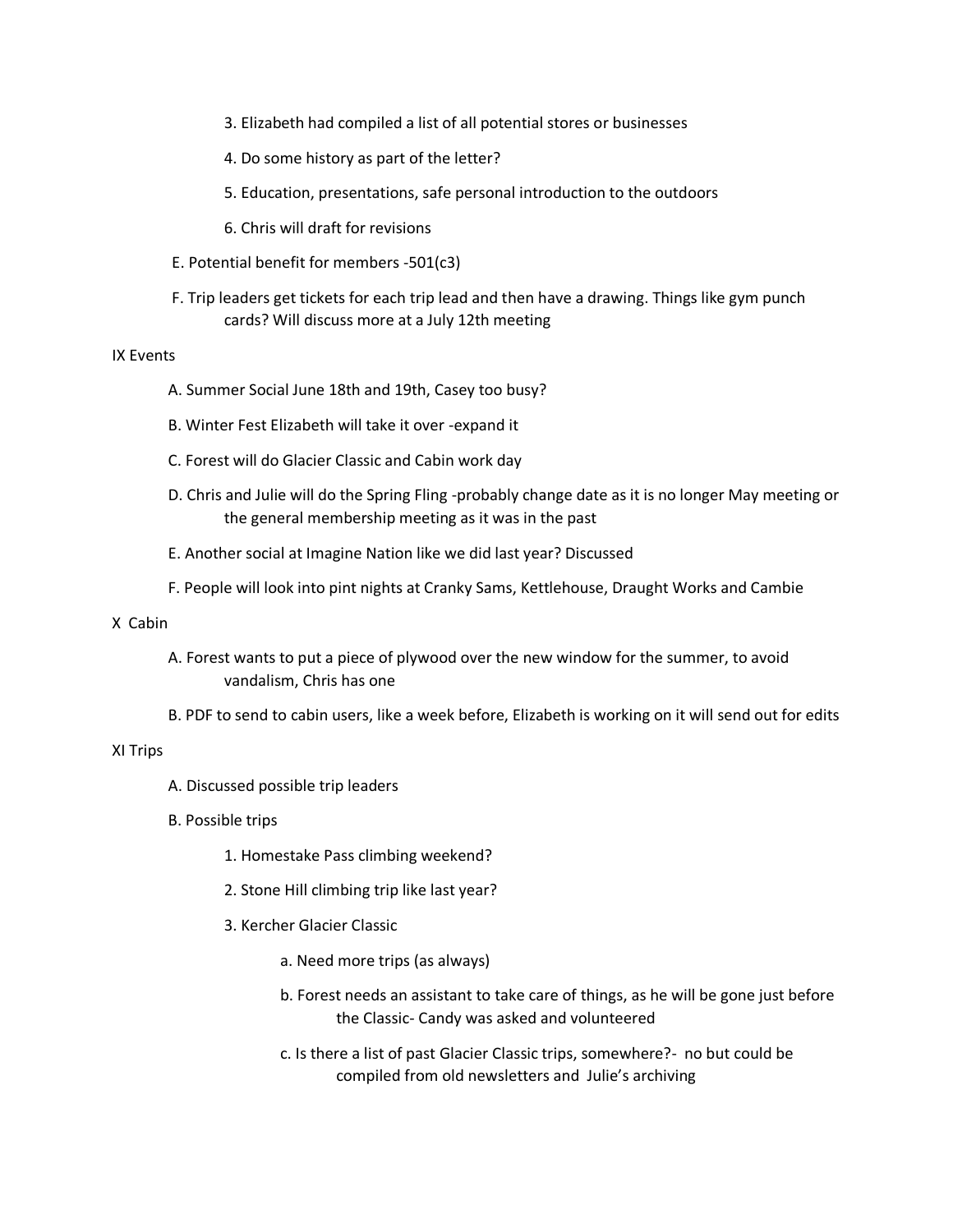3. Elizabeth had compiled a list of all potential stores or businesses
   4. Do some history as part of the letter?
   5. Education, presentations, safe personal introduction to the outdoors
   6. Chris will draft for revisions

E. Potential benefit for members -501(c3)

F. Trip leaders get tickets for each trip lead and then have a drawing. Things like gym punch cards? Will discuss more at a July 12th meeting

IX Events

A. Summer Social June 18th and 19th, Casey too busy?

B. Winter Fest Elizabeth will take it over -expand it

C. Forest will do Glacier Classic and Cabin work day

D. Chris and Julie will do the Spring Fling -probably change date as it is no longer May meeting or the general membership meeting as it was in the past

E. Another social at Imagine Nation like we did last year? Discussed

F. People will look into pint nights at Cranky Sams, Kettlehouse, Draught Works and Cambie

X Cabin

A. Forest wants to put a piece of plywood over the new window for the summer, to avoid vandalism, Chris has one

B. PDF to send to cabin users, like a week before, Elizabeth is working on it will send out for edits

XI Trips

A. Discussed possible trip leaders

B. Possible trips

   1. Homestake Pass climbing weekend?
   2. Stone Hill climbing trip like last year?
   3. Kercher Glacier Classic
      a. Need more trips (as always)
      b. Forest needs an assistant to take care of things, as he will be gone just before the Classic- Candy was asked and volunteered
      c. Is there a list of past Glacier Classic trips, somewhere?- no but could be compiled from old newsletters and Julie's archiving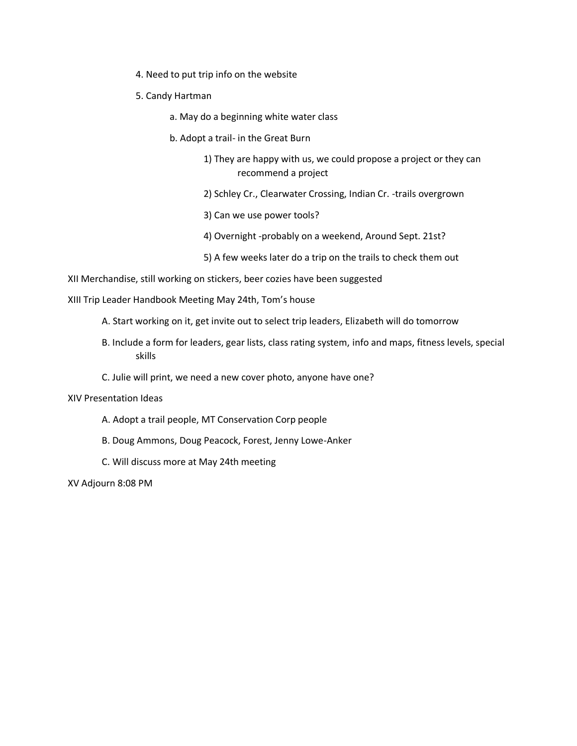4. Need to put trip info on the website

5. Candy Hartman

    a. May do a beginning white water class

    b. Adopt a trail- in the Great Burn

        1) They are happy with us, we could propose a project or they can recommend a project

        2) Schley Cr., Clearwater Crossing, Indian Cr. -trails overgrown

        3) Can we use power tools?

        4) Overnight -probably on a weekend, Around Sept. 21st?

        5) A few weeks later do a trip on the trails to check them out

XII Merchandise, still working on stickers, beer cozies have been suggested

XIII Trip Leader Handbook Meeting May 24th, Tom's house

A. Start working on it, get invite out to select trip leaders, Elizabeth will do tomorrow

B. Include a form for leaders, gear lists, class rating system, info and maps, fitness levels, special skills

C. Julie will print, we need a new cover photo, anyone have one?

XIV Presentation Ideas

A. Adopt a trail people, MT Conservation Corp people

B. Doug Ammons, Doug Peacock, Forest, Jenny Lowe-Anker

C. Will discuss more at May 24th meeting

XV Adjourn 8:08 PM